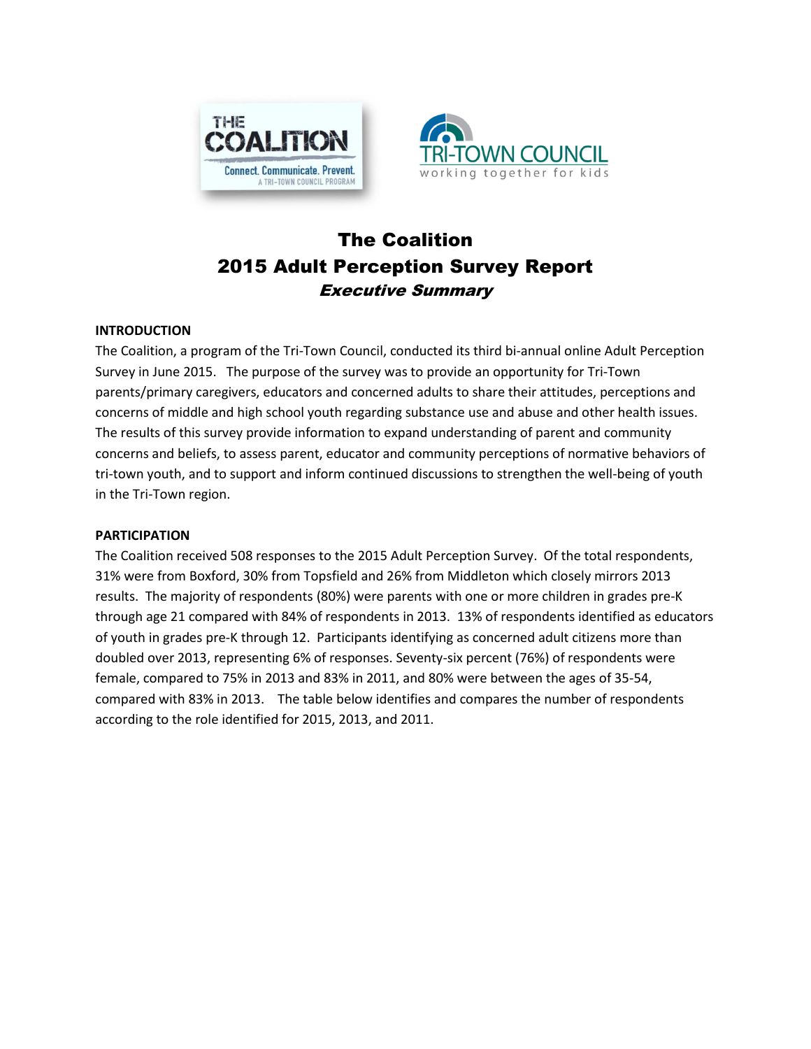# The Coalition
# 2015 Adult Perception Survey Report
## *Executive Summary*

**INTRODUCTION**

The Coalition, a program of the Tri-Town Council, conducted its third bi-annual online Adult Perception Survey in June 2015. The purpose of the survey was to provide an opportunity for Tri-Town parents/primary caregivers, educators and concerned adults to share their attitudes, perceptions and concerns of middle and high school youth regarding substance use and abuse and other health issues. The results of this survey provide information to expand understanding of parent and community concerns and beliefs, to assess parent, educator and community perceptions of normative behaviors of tri-town youth, and to support and inform continued discussions to strengthen the well-being of youth in the Tri-Town region.

**PARTICIPATION**

The Coalition received 508 responses to the 2015 Adult Perception Survey. Of the total respondents, 31% were from Boxford, 30% from Topsfield and 26% from Middleton which closely mirrors 2013 results. The majority of respondents (80%) were parents with one or more children in grades pre-K through age 21 compared with 84% of respondents in 2013. 13% of respondents identified as educators of youth in grades pre-K through 12. Participants identifying as concerned adult citizens more than doubled over 2013, representing 6% of responses. Seventy-six percent (76%) of respondents were female, compared to 75% in 2013 and 83% in 2011, and 80% were between the ages of 35-54, compared with 83% in 2013. The table below identifies and compares the number of respondents according to the role identified for 2015, 2013, and 2011.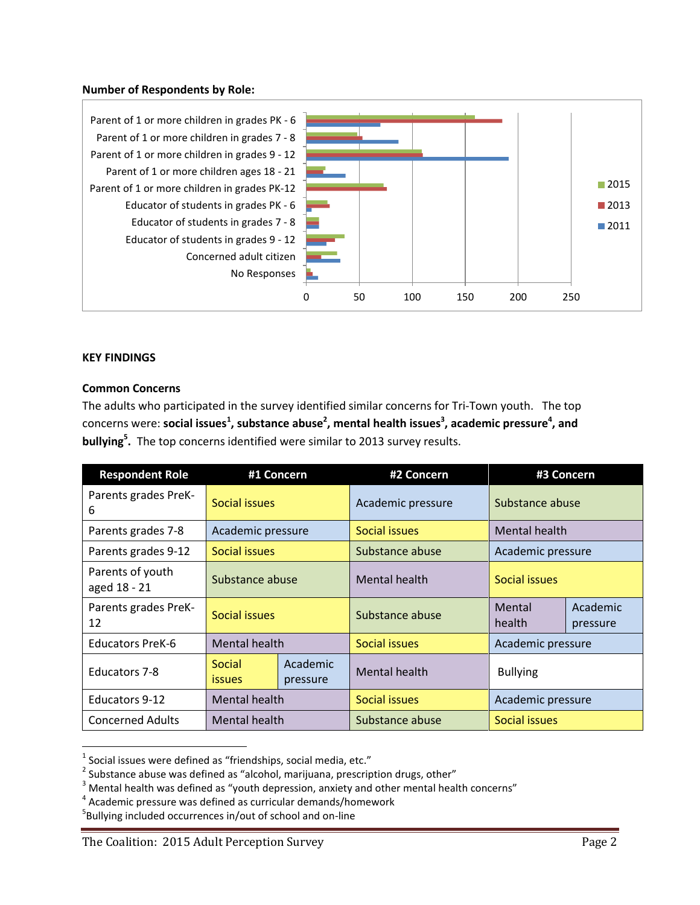**Number of Respondents by Role:**

## KEY FINDINGS

### Common Concerns

The adults who participated in the survey identified similar concerns for Tri-Town youth. The top concerns were: **social issues[1], substance abuse[2], mental health issues[3], academic pressure[4], and bullying[5].** The top concerns identified were similar to 2013 survey results.

| Respondent Role | #1 Concern | #2 Concern | #3 Concern |
|---|---|---|---|
| Parents grades PreK-6 | Social issues | Academic pressure | Substance abuse |
| Parents grades 7-8 | Academic pressure | Social issues | Mental health |
| Parents grades 9-12 | Social issues | Substance abuse | Academic pressure |
| Parents of youth aged 18 - 21 | Substance abuse | Mental health | Social issues |
| Parents grades PreK-12 | Social issues | Substance abuse | Mental health / Academic pressure |
| Educators PreK-6 | Mental health | Social issues | Academic pressure |
| Educators 7-8 | Social issues / Academic pressure | Mental health | Bullying |
| Educators 9-12 | Mental health | Social issues | Academic pressure |
| Concerned Adults | Mental health | Substance abuse | Social issues |

[1] Social issues were defined as "friendships, social media, etc."
[2] Substance abuse was defined as "alcohol, marijuana, prescription drugs, other"
[3] Mental health was defined as "youth depression, anxiety and other mental health concerns"
[4] Academic pressure was defined as curricular demands/homework
[5] Bullying included occurrences in/out of school and on-line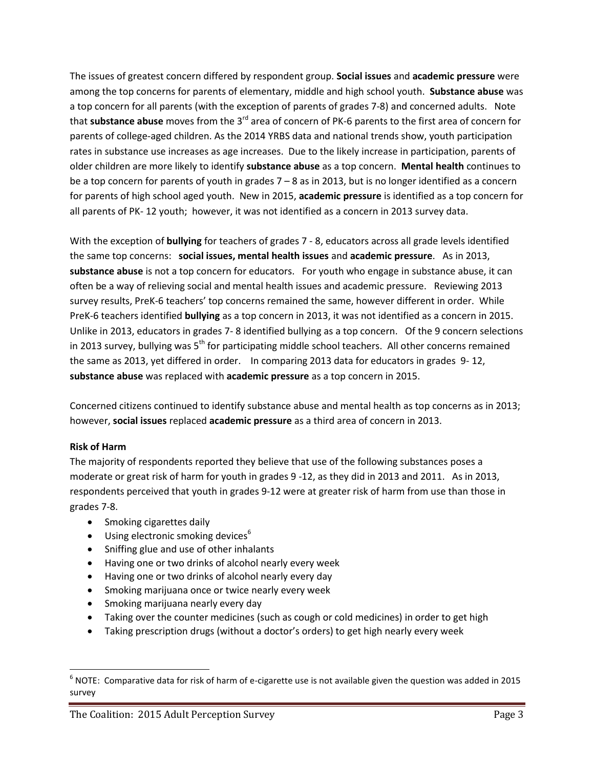The issues of greatest concern differed by respondent group. **Social issues** and **academic pressure** were among the top concerns for parents of elementary, middle and high school youth. **Substance abuse** was a top concern for all parents (with the exception of parents of grades 7-8) and concerned adults. Note that **substance abuse** moves from the 3rd area of concern of PK-6 parents to the first area of concern for parents of college-aged children. As the 2014 YRBS data and national trends show, youth participation rates in substance use increases as age increases. Due to the likely increase in participation, parents of older children are more likely to identify **substance abuse** as a top concern. **Mental health** continues to be a top concern for parents of youth in grades 7 – 8 as in 2013, but is no longer identified as a concern for parents of high school aged youth. New in 2015, **academic pressure** is identified as a top concern for all parents of PK- 12 youth; however, it was not identified as a concern in 2013 survey data.

With the exception of **bullying** for teachers of grades 7 - 8, educators across all grade levels identified the same top concerns: **social issues, mental health issues** and **academic pressure**. As in 2013, **substance abuse** is not a top concern for educators. For youth who engage in substance abuse, it can often be a way of relieving social and mental health issues and academic pressure. Reviewing 2013 survey results, PreK-6 teachers' top concerns remained the same, however different in order. While PreK-6 teachers identified **bullying** as a top concern in 2013, it was not identified as a concern in 2015. Unlike in 2013, educators in grades 7- 8 identified bullying as a top concern. Of the 9 concern selections in 2013 survey, bullying was 5th for participating middle school teachers. All other concerns remained the same as 2013, yet differed in order. In comparing 2013 data for educators in grades 9- 12, **substance abuse** was replaced with **academic pressure** as a top concern in 2015.

Concerned citizens continued to identify substance abuse and mental health as top concerns as in 2013; however, **social issues** replaced **academic pressure** as a third area of concern in 2013.

**Risk of Harm**

The majority of respondents reported they believe that use of the following substances poses a moderate or great risk of harm for youth in grades 9 -12, as they did in 2013 and 2011. As in 2013, respondents perceived that youth in grades 9-12 were at greater risk of harm from use than those in grades 7-8.

- Smoking cigarettes daily
- Using electronic smoking devices[6]
- Sniffing glue and use of other inhalants
- Having one or two drinks of alcohol nearly every week
- Having one or two drinks of alcohol nearly every day
- Smoking marijuana once or twice nearly every week
- Smoking marijuana nearly every day
- Taking over the counter medicines (such as cough or cold medicines) in order to get high
- Taking prescription drugs (without a doctor's orders) to get high nearly every week

[6] NOTE: Comparative data for risk of harm of e-cigarette use is not available given the question was added in 2015 survey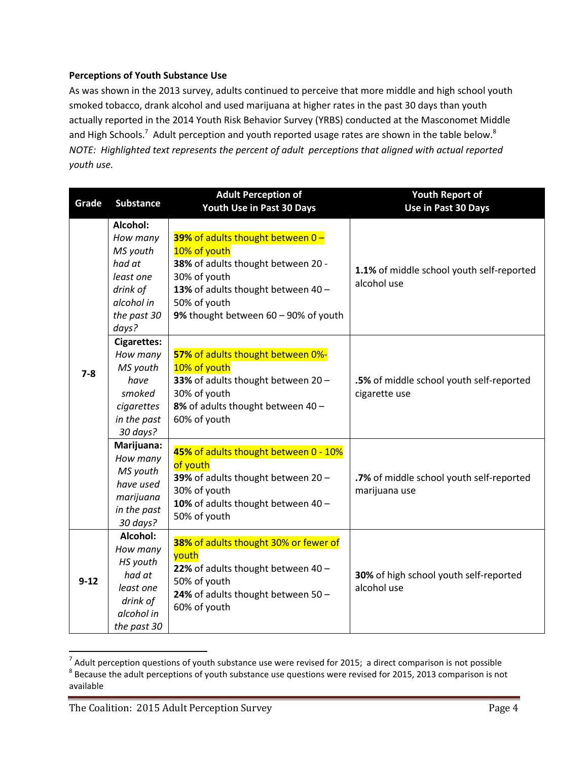**Perceptions of Youth Substance Use**

As was shown in the 2013 survey, adults continued to perceive that more middle and high school youth smoked tobacco, drank alcohol and used marijuana at higher rates in the past 30 days than youth actually reported in the 2014 Youth Risk Behavior Survey (YRBS) conducted at the Masconomet Middle and High Schools.[7] Adult perception and youth reported usage rates are shown in the table below.[8]

*NOTE: Highlighted text represents the percent of adult perceptions that aligned with actual reported youth use.*

| Grade | Substance | Adult Perception of Youth Use in Past 30 Days | Youth Report of Use in Past 30 Days |
|---|---|---|---|
| 7-8 | **Alcohol:** *How many MS youth had at least one drink of alcohol in the past 30 days?* | **39%** of adults thought between 0 – 10% of youth<br>**38%** of adults thought between 20 - 30% of youth<br>**13%** of adults thought between 40 – 50% of youth<br>**9%** thought between 60 – 90% of youth | **1.1%** of middle school youth self-reported alcohol use |
| | **Cigarettes:** *How many MS youth have smoked cigarettes in the past 30 days?* | **57%** of adults thought between 0%-10% of youth<br>**33%** of adults thought between 20 – 30% of youth<br>**8%** of adults thought between 40 – 60% of youth | **.5%** of middle school youth self-reported cigarette use |
| | **Marijuana:** *How many MS youth have used marijuana in the past 30 days?* | **45%** of adults thought between 0 - 10% of youth<br>**39%** of adults thought between 20 – 30% of youth<br>**10%** of adults thought between 40 – 50% of youth | **.7%** of middle school youth self-reported marijuana use |
| 9-12 | **Alcohol:** *How many HS youth had at least one drink of alcohol in the past 30* | **38%** of adults thought 30% or fewer of youth<br>**22%** of adults thought between 40 – 50% of youth<br>**24%** of adults thought between 50 – 60% of youth | **30%** of high school youth self-reported alcohol use |

[7] Adult perception questions of youth substance use were revised for 2015; a direct comparison is not possible

[8] Because the adult perceptions of youth substance use questions were revised for 2015, 2013 comparison is not available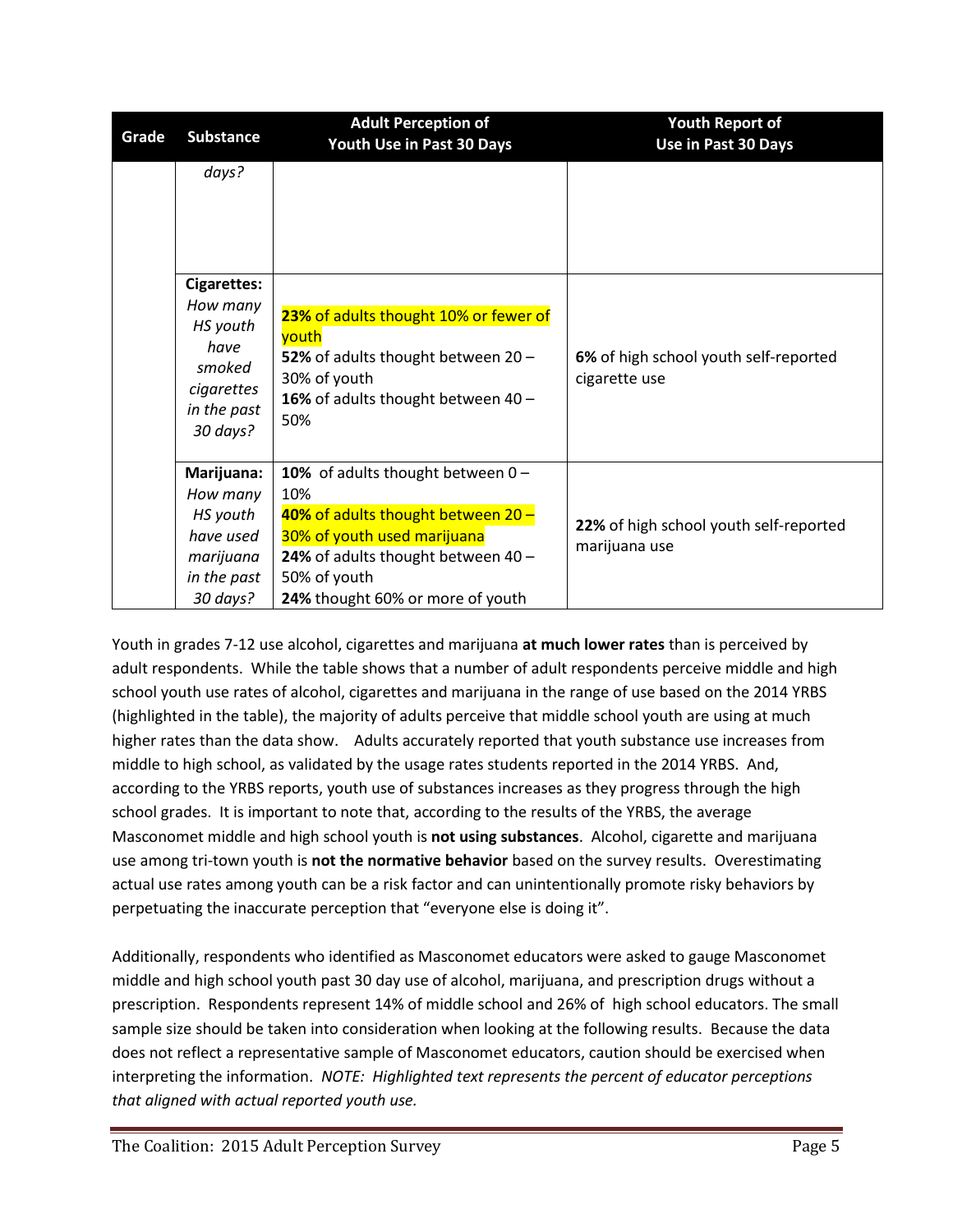| Grade | Substance | Adult Perception of Youth Use in Past 30 Days | Youth Report of Use in Past 30 Days |
|---|---|---|---|
| | *days?* | | |
| | **Cigarettes:** *How many HS youth have smoked cigarettes in the past 30 days?* | **23%** of adults thought 10% or fewer of youth<br>**52%** of adults thought between 20 – 30% of youth<br>**16%** of adults thought between 40 – 50% | **6%** of high school youth self-reported cigarette use |
| | **Marijuana:** *How many HS youth have used marijuana in the past 30 days?* | **10%** of adults thought between 0 – 10%<br>**40%** of adults thought between 20 – 30% of youth used marijuana<br>**24%** of adults thought between 40 – 50% of youth<br>**24%** thought 60% or more of youth | **22%** of high school youth self-reported marijuana use |

Youth in grades 7-12 use alcohol, cigarettes and marijuana **at much lower rates** than is perceived by adult respondents. While the table shows that a number of adult respondents perceive middle and high school youth use rates of alcohol, cigarettes and marijuana in the range of use based on the 2014 YRBS (highlighted in the table), the majority of adults perceive that middle school youth are using at much higher rates than the data show. Adults accurately reported that youth substance use increases from middle to high school, as validated by the usage rates students reported in the 2014 YRBS. And, according to the YRBS reports, youth use of substances increases as they progress through the high school grades. It is important to note that, according to the results of the YRBS, the average Masconomet middle and high school youth is **not using substances**. Alcohol, cigarette and marijuana use among tri-town youth is **not the normative behavior** based on the survey results. Overestimating actual use rates among youth can be a risk factor and can unintentionally promote risky behaviors by perpetuating the inaccurate perception that "everyone else is doing it".

Additionally, respondents who identified as Masconomet educators were asked to gauge Masconomet middle and high school youth past 30 day use of alcohol, marijuana, and prescription drugs without a prescription. Respondents represent 14% of middle school and 26% of high school educators. The small sample size should be taken into consideration when looking at the following results. Because the data does not reflect a representative sample of Masconomet educators, caution should be exercised when interpreting the information. *NOTE: Highlighted text represents the percent of educator perceptions that aligned with actual reported youth use.*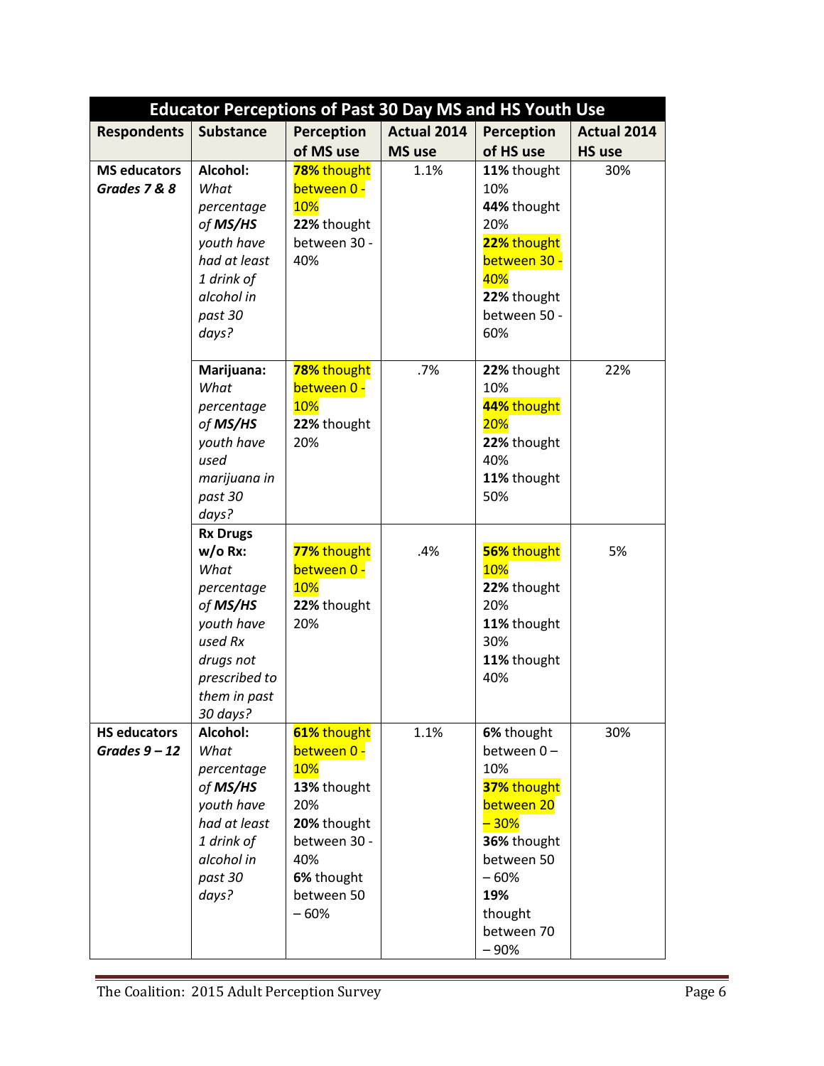| Educator Perceptions of Past 30 Day MS and HS Youth Use | | | | | |
|---|---|---|---|---|---|
| **Respondents** | **Substance** | **Perception of MS use** | **Actual 2014 MS use** | **Perception of HS use** | **Actual 2014 HS use** |
| **MS educators** ***Grades 7 & 8*** | **Alcohol:** *What percentage of **MS/HS** youth have had at least 1 drink of alcohol in past 30 days?* | **78%** thought between 0 - 10%<br>**22%** thought between 30 - 40% | 1.1% | **11%** thought 10%<br>**44%** thought 20%<br>**22%** thought between 30 - 40%<br>**22%** thought between 50 - 60% | 30% |
| | **Marijuana:** *What percentage of **MS/HS** youth have used marijuana in past 30 days?* | **78%** thought between 0 - 10%<br>**22%** thought 20% | .7% | **22%** thought 10%<br>**44%** thought 20%<br>**22%** thought 40%<br>**11%** thought 50% | 22% |
| | **Rx Drugs w/o Rx:** *What percentage of **MS/HS** youth have used Rx drugs not prescribed to them in past 30 days?* | **77%** thought between 0 - 10%<br>**22%** thought 20% | .4% | **56%** thought 10%<br>**22%** thought 20%<br>**11%** thought 30%<br>**11%** thought 40% | 5% |
| **HS educators** ***Grades 9 – 12*** | **Alcohol:** *What percentage of **MS/HS** youth have had at least 1 drink of alcohol in past 30 days?* | **61%** thought between 0 - 10%<br>**13%** thought 20%<br>**20%** thought between 30 - 40%<br>**6%** thought between 50 – 60% | 1.1% | **6%** thought between 0 – 10%<br>**37%** thought between 20 – 30%<br>**36%** thought between 50 – 60%<br>**19%** thought between 70 – 90% | 30% |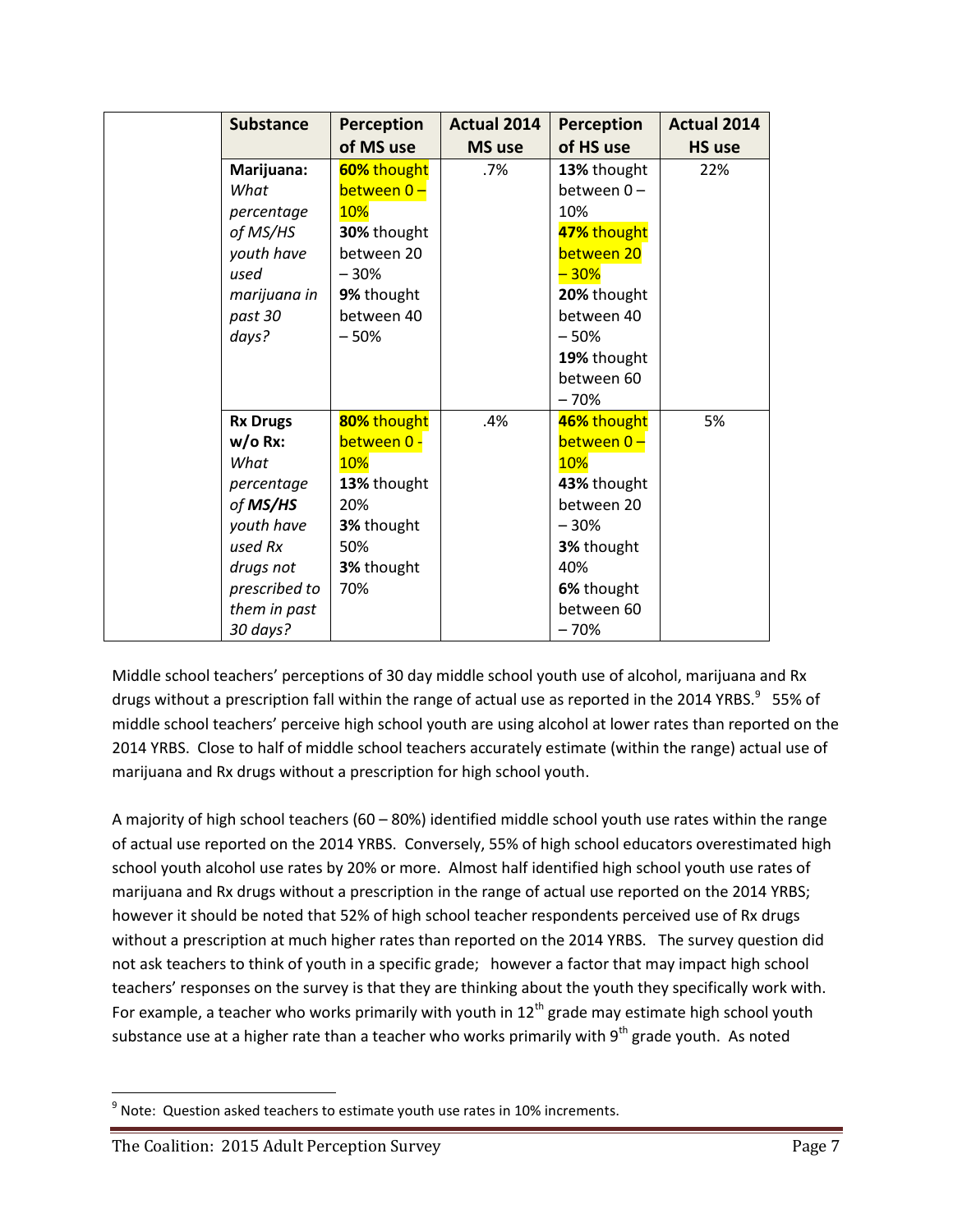| | Substance | Perception of MS use | Actual 2014 MS use | Perception of HS use | Actual 2014 HS use |
|---|---|---|---|---|---|
| | **Marijuana:** *What percentage of MS/HS youth have used marijuana in past 30 days?* | **60%** thought between 0 – 10% **30%** thought between 20 – 30% **9%** thought between 40 – 50% | .7% | **13%** thought between 0 – 10% **47%** thought between 20 – 30% **20%** thought between 40 – 50% **19%** thought between 60 – 70% | 22% |
| | **Rx Drugs w/o Rx:** *What percentage of* ***MS/HS*** *youth have used Rx drugs not prescribed to them in past 30 days?* | **80%** thought between 0 - 10% **13%** thought 20% **3%** thought 50% **3%** thought 70% | .4% | **46%** thought between 0 – 10% **43%** thought between 20 – 30% **3%** thought 40% **6%** thought between 60 – 70% | 5% |

Middle school teachers' perceptions of 30 day middle school youth use of alcohol, marijuana and Rx drugs without a prescription fall within the range of actual use as reported in the 2014 YRBS.[9] 55% of middle school teachers' perceive high school youth are using alcohol at lower rates than reported on the 2014 YRBS. Close to half of middle school teachers accurately estimate (within the range) actual use of marijuana and Rx drugs without a prescription for high school youth.

A majority of high school teachers (60 – 80%) identified middle school youth use rates within the range of actual use reported on the 2014 YRBS. Conversely, 55% of high school educators overestimated high school youth alcohol use rates by 20% or more. Almost half identified high school youth use rates of marijuana and Rx drugs without a prescription in the range of actual use reported on the 2014 YRBS; however it should be noted that 52% of high school teacher respondents perceived use of Rx drugs without a prescription at much higher rates than reported on the 2014 YRBS. The survey question did not ask teachers to think of youth in a specific grade; however a factor that may impact high school teachers' responses on the survey is that they are thinking about the youth they specifically work with. For example, a teacher who works primarily with youth in 12th grade may estimate high school youth substance use at a higher rate than a teacher who works primarily with 9th grade youth. As noted

[9] Note: Question asked teachers to estimate youth use rates in 10% increments.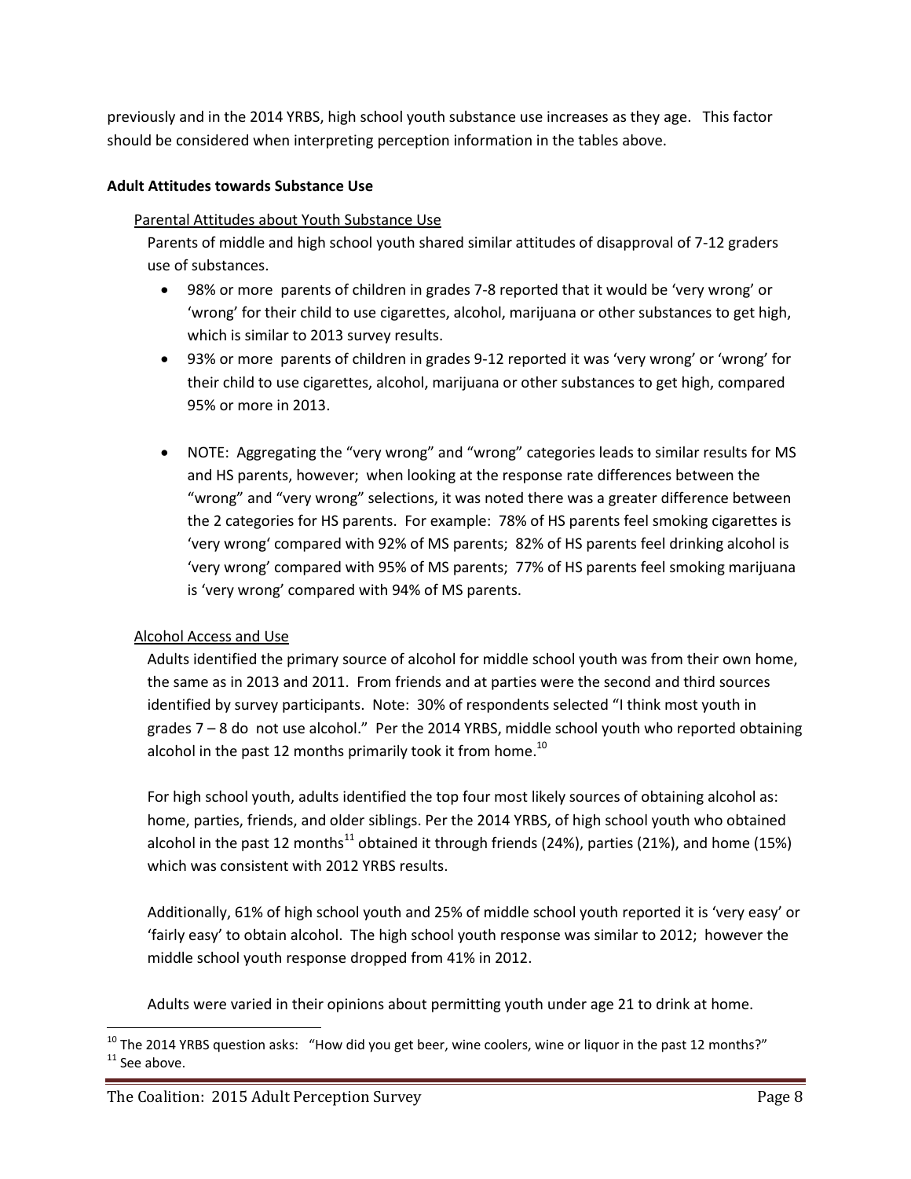previously and in the 2014 YRBS, high school youth substance use increases as they age. This factor should be considered when interpreting perception information in the tables above.

**Adult Attitudes towards Substance Use**

Parental Attitudes about Youth Substance Use

Parents of middle and high school youth shared similar attitudes of disapproval of 7-12 graders use of substances.

- 98% or more parents of children in grades 7-8 reported that it would be 'very wrong' or 'wrong' for their child to use cigarettes, alcohol, marijuana or other substances to get high, which is similar to 2013 survey results.
- 93% or more parents of children in grades 9-12 reported it was 'very wrong' or 'wrong' for their child to use cigarettes, alcohol, marijuana or other substances to get high, compared 95% or more in 2013.
- NOTE: Aggregating the "very wrong" and "wrong" categories leads to similar results for MS and HS parents, however; when looking at the response rate differences between the "wrong" and "very wrong" selections, it was noted there was a greater difference between the 2 categories for HS parents. For example: 78% of HS parents feel smoking cigarettes is 'very wrong' compared with 92% of MS parents; 82% of HS parents feel drinking alcohol is 'very wrong' compared with 95% of MS parents; 77% of HS parents feel smoking marijuana is 'very wrong' compared with 94% of MS parents.

Alcohol Access and Use

Adults identified the primary source of alcohol for middle school youth was from their own home, the same as in 2013 and 2011. From friends and at parties were the second and third sources identified by survey participants. Note: 30% of respondents selected "I think most youth in grades 7 – 8 do not use alcohol." Per the 2014 YRBS, middle school youth who reported obtaining alcohol in the past 12 months primarily took it from home.[10]

For high school youth, adults identified the top four most likely sources of obtaining alcohol as: home, parties, friends, and older siblings. Per the 2014 YRBS, of high school youth who obtained alcohol in the past 12 months[11] obtained it through friends (24%), parties (21%), and home (15%) which was consistent with 2012 YRBS results.

Additionally, 61% of high school youth and 25% of middle school youth reported it is 'very easy' or 'fairly easy' to obtain alcohol. The high school youth response was similar to 2012; however the middle school youth response dropped from 41% in 2012.

Adults were varied in their opinions about permitting youth under age 21 to drink at home.

---

[10] The 2014 YRBS question asks: "How did you get beer, wine coolers, wine or liquor in the past 12 months?"

[11] See above.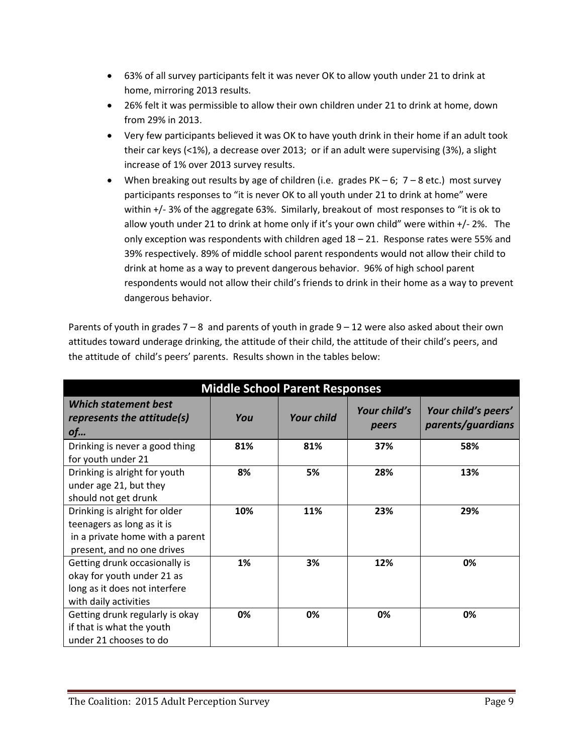- 63% of all survey participants felt it was never OK to allow youth under 21 to drink at home, mirroring 2013 results.
- 26% felt it was permissible to allow their own children under 21 to drink at home, down from 29% in 2013.
- Very few participants believed it was OK to have youth drink in their home if an adult took their car keys (<1%), a decrease over 2013; or if an adult were supervising (3%), a slight increase of 1% over 2013 survey results.
- When breaking out results by age of children (i.e. grades PK – 6; 7 – 8 etc.) most survey participants responses to "it is never OK to all youth under 21 to drink at home" were within +/- 3% of the aggregate 63%. Similarly, breakout of most responses to "it is ok to allow youth under 21 to drink at home only if it's your own child" were within +/- 2%. The only exception was respondents with children aged 18 – 21. Response rates were 55% and 39% respectively. 89% of middle school parent respondents would not allow their child to drink at home as a way to prevent dangerous behavior. 96% of high school parent respondents would not allow their child's friends to drink in their home as a way to prevent dangerous behavior.

Parents of youth in grades 7 – 8 and parents of youth in grade 9 – 12 were also asked about their own attitudes toward underage drinking, the attitude of their child, the attitude of their child's peers, and the attitude of child's peers' parents. Results shown in the tables below:

| **Middle School Parent Responses** | | | | |
|---|---|---|---|---|
| ***Which statement best represents the attitude(s) of…*** | ***You*** | ***Your child*** | ***Your child's peers*** | ***Your child's peers' parents/guardians*** |
| Drinking is never a good thing for youth under 21 | **81%** | **81%** | **37%** | **58%** |
| Drinking is alright for youth under age 21, but they should not get drunk | **8%** | **5%** | **28%** | **13%** |
| Drinking is alright for older teenagers as long as it is in a private home with a parent present, and no one drives | **10%** | **11%** | **23%** | **29%** |
| Getting drunk occasionally is okay for youth under 21 as long as it does not interfere with daily activities | **1%** | **3%** | **12%** | **0%** |
| Getting drunk regularly is okay if that is what the youth under 21 chooses to do | **0%** | **0%** | **0%** | **0%** |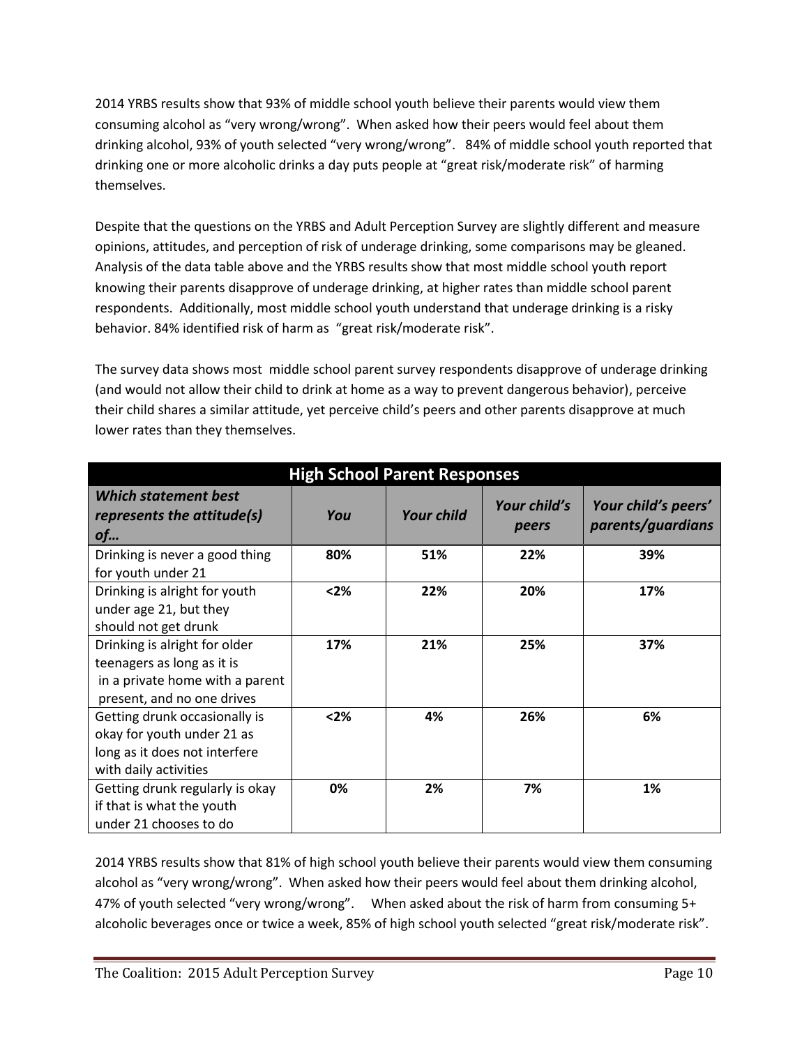2014 YRBS results show that 93% of middle school youth believe their parents would view them consuming alcohol as "very wrong/wrong". When asked how their peers would feel about them drinking alcohol, 93% of youth selected "very wrong/wrong". 84% of middle school youth reported that drinking one or more alcoholic drinks a day puts people at "great risk/moderate risk" of harming themselves.

Despite that the questions on the YRBS and Adult Perception Survey are slightly different and measure opinions, attitudes, and perception of risk of underage drinking, some comparisons may be gleaned. Analysis of the data table above and the YRBS results show that most middle school youth report knowing their parents disapprove of underage drinking, at higher rates than middle school parent respondents. Additionally, most middle school youth understand that underage drinking is a risky behavior. 84% identified risk of harm as "great risk/moderate risk".

The survey data shows most middle school parent survey respondents disapprove of underage drinking (and would not allow their child to drink at home as a way to prevent dangerous behavior), perceive their child shares a similar attitude, yet perceive child's peers and other parents disapprove at much lower rates than they themselves.

| **High School Parent Responses** | | | | |
|---|---|---|---|---|
| ***Which statement best represents the attitude(s) of…*** | ***You*** | ***Your child*** | ***Your child's peers*** | ***Your child's peers' parents/guardians*** |
| Drinking is never a good thing for youth under 21 | **80%** | **51%** | **22%** | **39%** |
| Drinking is alright for youth under age 21, but they should not get drunk | **<2%** | **22%** | **20%** | **17%** |
| Drinking is alright for older teenagers as long as it is in a private home with a parent present, and no one drives | **17%** | **21%** | **25%** | **37%** |
| Getting drunk occasionally is okay for youth under 21 as long as it does not interfere with daily activities | **<2%** | **4%** | **26%** | **6%** |
| Getting drunk regularly is okay if that is what the youth under 21 chooses to do | **0%** | **2%** | **7%** | **1%** |

2014 YRBS results show that 81% of high school youth believe their parents would view them consuming alcohol as "very wrong/wrong". When asked how their peers would feel about them drinking alcohol, 47% of youth selected "very wrong/wrong". When asked about the risk of harm from consuming 5+ alcoholic beverages once or twice a week, 85% of high school youth selected "great risk/moderate risk".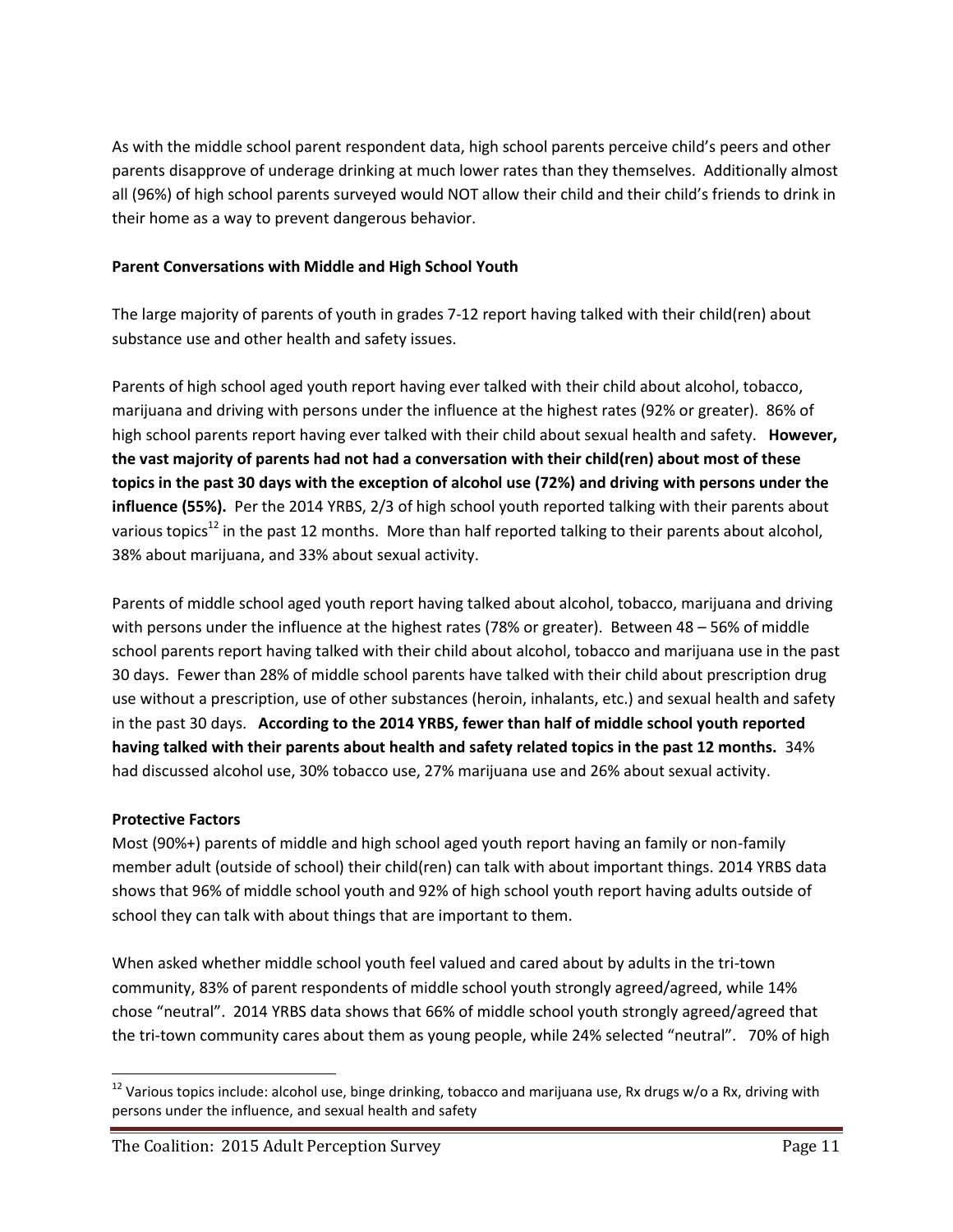As with the middle school parent respondent data, high school parents perceive child's peers and other parents disapprove of underage drinking at much lower rates than they themselves. Additionally almost all (96%) of high school parents surveyed would NOT allow their child and their child's friends to drink in their home as a way to prevent dangerous behavior.

**Parent Conversations with Middle and High School Youth**

The large majority of parents of youth in grades 7-12 report having talked with their child(ren) about substance use and other health and safety issues.

Parents of high school aged youth report having ever talked with their child about alcohol, tobacco, marijuana and driving with persons under the influence at the highest rates (92% or greater). 86% of high school parents report having ever talked with their child about sexual health and safety. **However, the vast majority of parents had not had a conversation with their child(ren) about most of these topics in the past 30 days with the exception of alcohol use (72%) and driving with persons under the influence (55%).** Per the 2014 YRBS, 2/3 of high school youth reported talking with their parents about various topics[12] in the past 12 months. More than half reported talking to their parents about alcohol, 38% about marijuana, and 33% about sexual activity.

Parents of middle school aged youth report having talked about alcohol, tobacco, marijuana and driving with persons under the influence at the highest rates (78% or greater). Between 48 – 56% of middle school parents report having talked with their child about alcohol, tobacco and marijuana use in the past 30 days. Fewer than 28% of middle school parents have talked with their child about prescription drug use without a prescription, use of other substances (heroin, inhalants, etc.) and sexual health and safety in the past 30 days. **According to the 2014 YRBS, fewer than half of middle school youth reported having talked with their parents about health and safety related topics in the past 12 months.** 34% had discussed alcohol use, 30% tobacco use, 27% marijuana use and 26% about sexual activity.

**Protective Factors**

Most (90%+) parents of middle and high school aged youth report having an family or non-family member adult (outside of school) their child(ren) can talk with about important things. 2014 YRBS data shows that 96% of middle school youth and 92% of high school youth report having adults outside of school they can talk with about things that are important to them.

When asked whether middle school youth feel valued and cared about by adults in the tri-town community, 83% of parent respondents of middle school youth strongly agreed/agreed, while 14% chose "neutral". 2014 YRBS data shows that 66% of middle school youth strongly agreed/agreed that the tri-town community cares about them as young people, while 24% selected "neutral". 70% of high

[12] Various topics include: alcohol use, binge drinking, tobacco and marijuana use, Rx drugs w/o a Rx, driving with persons under the influence, and sexual health and safety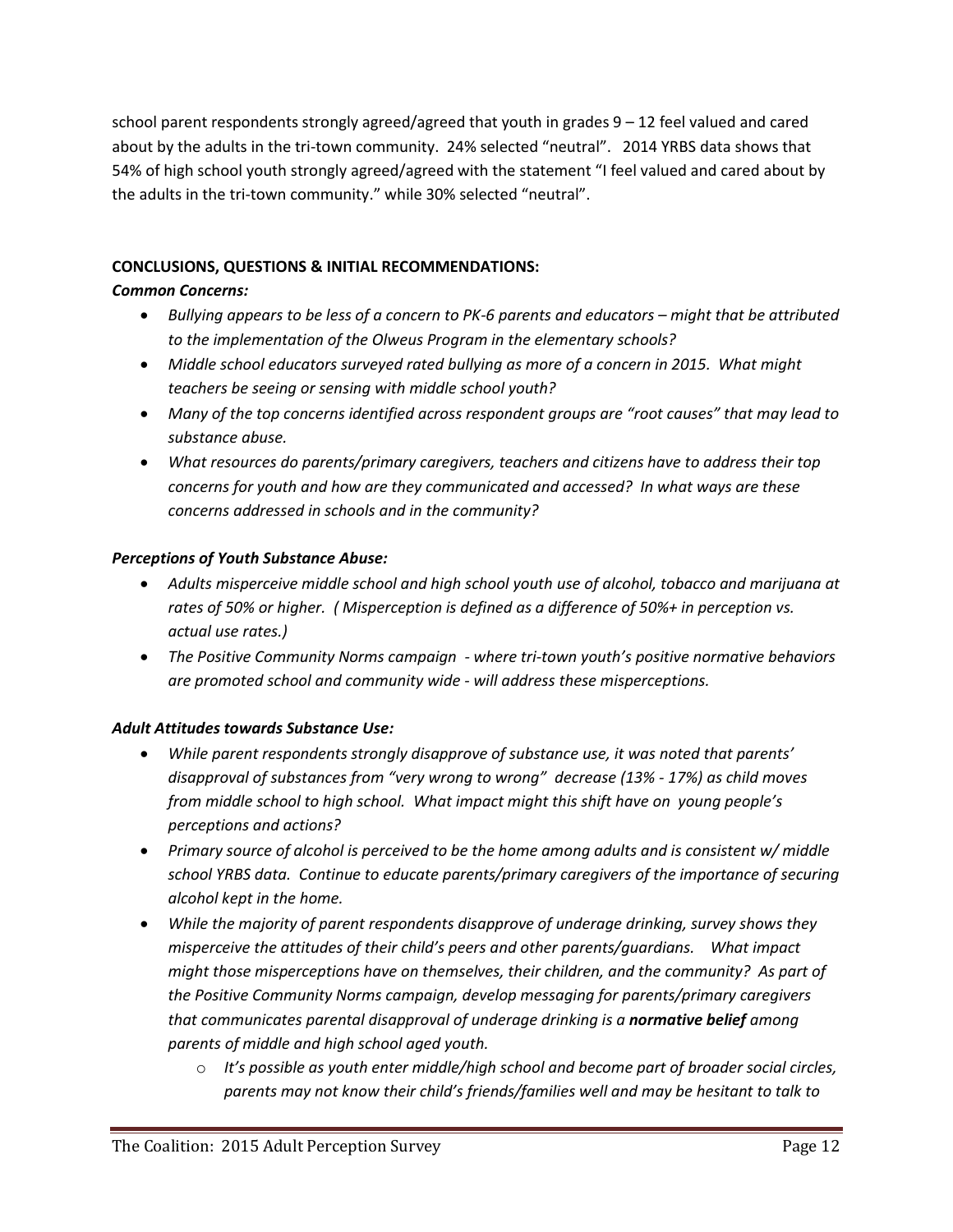school parent respondents strongly agreed/agreed that youth in grades 9 – 12 feel valued and cared about by the adults in the tri-town community. 24% selected “neutral”. 2014 YRBS data shows that 54% of high school youth strongly agreed/agreed with the statement “I feel valued and cared about by the adults in the tri-town community.” while 30% selected “neutral”.

**CONCLUSIONS, QUESTIONS & INITIAL RECOMMENDATIONS:**

***Common Concerns:***

- *Bullying appears to be less of a concern to PK-6 parents and educators – might that be attributed to the implementation of the Olweus Program in the elementary schools?*
- *Middle school educators surveyed rated bullying as more of a concern in 2015. What might teachers be seeing or sensing with middle school youth?*
- *Many of the top concerns identified across respondent groups are “root causes” that may lead to substance abuse.*
- *What resources do parents/primary caregivers, teachers and citizens have to address their top concerns for youth and how are they communicated and accessed? In what ways are these concerns addressed in schools and in the community?*

***Perceptions of Youth Substance Abuse:***

- *Adults misperceive middle school and high school youth use of alcohol, tobacco and marijuana at rates of 50% or higher. ( Misperception is defined as a difference of 50%+ in perception vs. actual use rates.)*
- *The Positive Community Norms campaign - where tri-town youth’s positive normative behaviors are promoted school and community wide - will address these misperceptions.*

***Adult Attitudes towards Substance Use:***

- *While parent respondents strongly disapprove of substance use, it was noted that parents’ disapproval of substances from “very wrong to wrong” decrease (13% - 17%) as child moves from middle school to high school. What impact might this shift have on young people’s perceptions and actions?*
- *Primary source of alcohol is perceived to be the home among adults and is consistent w/ middle school YRBS data. Continue to educate parents/primary caregivers of the importance of securing alcohol kept in the home.*
- *While the majority of parent respondents disapprove of underage drinking, survey shows they misperceive the attitudes of their child’s peers and other parents/guardians. What impact might those misperceptions have on themselves, their children, and the community? As part of the Positive Community Norms campaign, develop messaging for parents/primary caregivers that communicates parental disapproval of underage drinking is a **normative belief** among parents of middle and high school aged youth.*
  - *It’s possible as youth enter middle/high school and become part of broader social circles, parents may not know their child’s friends/families well and may be hesitant to talk to*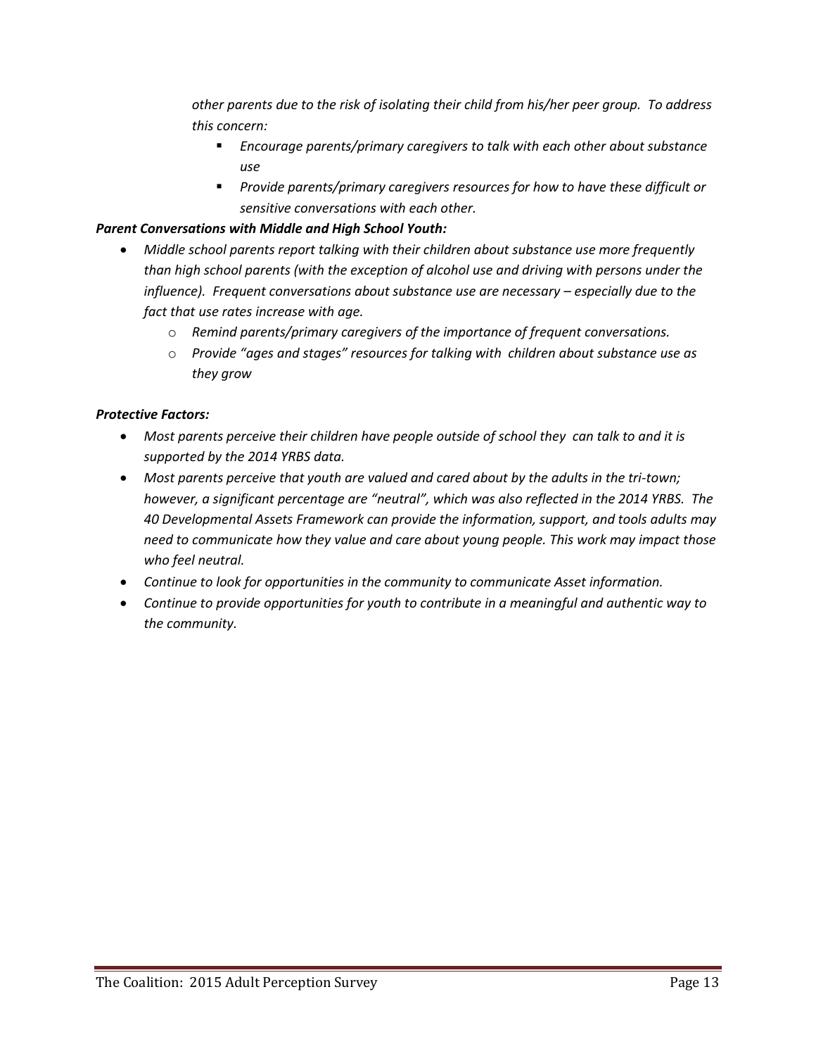*other parents due to the risk of isolating their child from his/her peer group. To address this concern:*

- *Encourage parents/primary caregivers to talk with each other about substance use*
- *Provide parents/primary caregivers resources for how to have these difficult or sensitive conversations with each other.*

***Parent Conversations with Middle and High School Youth:***

- *Middle school parents report talking with their children about substance use more frequently than high school parents (with the exception of alcohol use and driving with persons under the influence). Frequent conversations about substance use are necessary – especially due to the fact that use rates increase with age.*
    - *Remind parents/primary caregivers of the importance of frequent conversations.*
    - *Provide "ages and stages" resources for talking with children about substance use as they grow*

***Protective Factors:***

- *Most parents perceive their children have people outside of school they can talk to and it is supported by the 2014 YRBS data.*
- *Most parents perceive that youth are valued and cared about by the adults in the tri-town; however, a significant percentage are "neutral", which was also reflected in the 2014 YRBS. The 40 Developmental Assets Framework can provide the information, support, and tools adults may need to communicate how they value and care about young people. This work may impact those who feel neutral.*
- *Continue to look for opportunities in the community to communicate Asset information.*
- *Continue to provide opportunities for youth to contribute in a meaningful and authentic way to the community.*